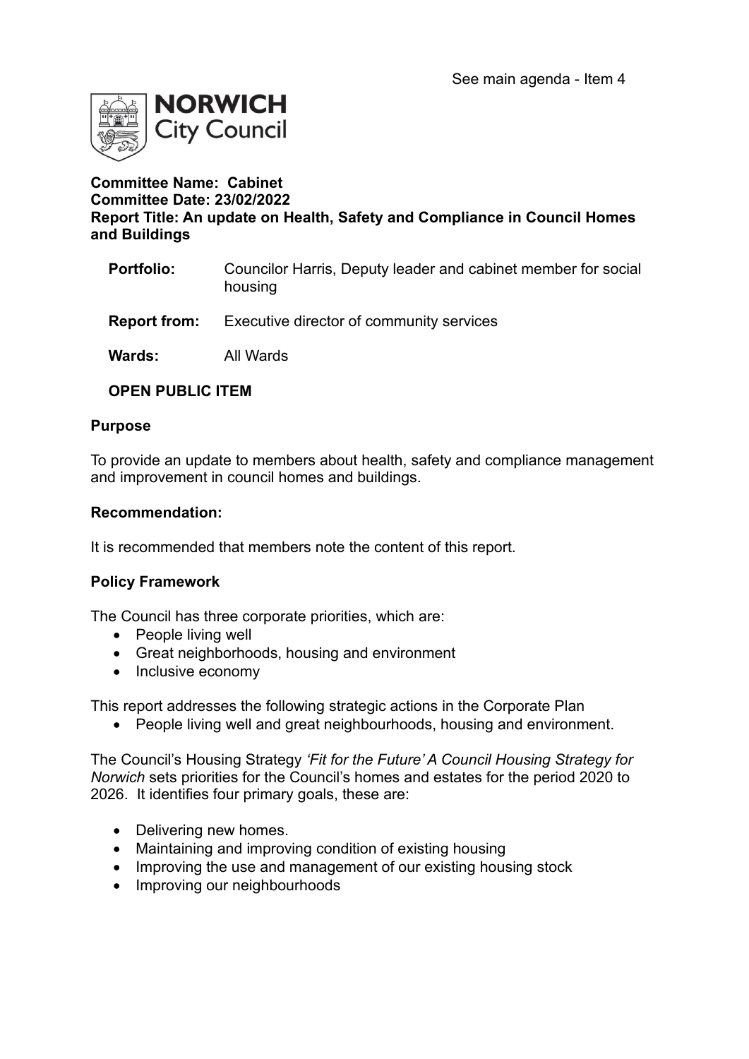See main agenda - Item 4

NORWICH City Council

**Committee Name: Cabinet**
**Committee Date: 23/02/2022**
**Report Title: An update on Health, Safety and Compliance in Council Homes and Buildings**

| | |
|---|---|
| **Portfolio:** | Councilor Harris, Deputy leader and cabinet member for social housing |
| **Report from:** | Executive director of community services |
| **Wards:** | All Wards |

**OPEN PUBLIC ITEM**

**Purpose**

To provide an update to members about health, safety and compliance management and improvement in council homes and buildings.

**Recommendation:**

It is recommended that members note the content of this report.

**Policy Framework**

The Council has three corporate priorities, which are:

- People living well
- Great neighborhoods, housing and environment
- Inclusive economy

This report addresses the following strategic actions in the Corporate Plan

- People living well and great neighbourhoods, housing and environment.

The Council's Housing Strategy *'Fit for the Future' A Council Housing Strategy for Norwich* sets priorities for the Council's homes and estates for the period 2020 to 2026. It identifies four primary goals, these are:

- Delivering new homes.
- Maintaining and improving condition of existing housing
- Improving the use and management of our existing housing stock
- Improving our neighbourhoods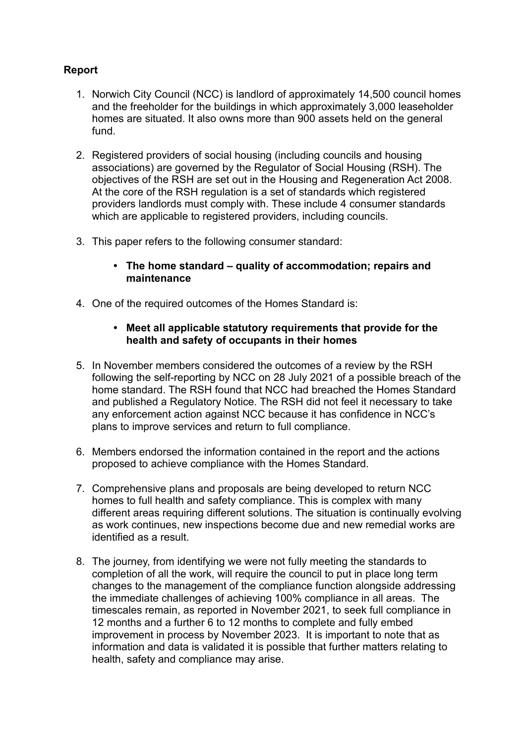**Report**

1. Norwich City Council (NCC) is landlord of approximately 14,500 council homes and the freeholder for the buildings in which approximately 3,000 leaseholder homes are situated. It also owns more than 900 assets held on the general fund.

2. Registered providers of social housing (including councils and housing associations) are governed by the Regulator of Social Housing (RSH). The objectives of the RSH are set out in the Housing and Regeneration Act 2008. At the core of the RSH regulation is a set of standards which registered providers landlords must comply with. These include 4 consumer standards which are applicable to registered providers, including councils.

3. This paper refers to the following consumer standard:

   - **The home standard – quality of accommodation; repairs and maintenance**

4. One of the required outcomes of the Homes Standard is:

   - **Meet all applicable statutory requirements that provide for the health and safety of occupants in their homes**

5. In November members considered the outcomes of a review by the RSH following the self-reporting by NCC on 28 July 2021 of a possible breach of the home standard. The RSH found that NCC had breached the Homes Standard and published a Regulatory Notice. The RSH did not feel it necessary to take any enforcement action against NCC because it has confidence in NCC's plans to improve services and return to full compliance.

6. Members endorsed the information contained in the report and the actions proposed to achieve compliance with the Homes Standard.

7. Comprehensive plans and proposals are being developed to return NCC homes to full health and safety compliance. This is complex with many different areas requiring different solutions. The situation is continually evolving as work continues, new inspections become due and new remedial works are identified as a result.

8. The journey, from identifying we were not fully meeting the standards to completion of all the work, will require the council to put in place long term changes to the management of the compliance function alongside addressing the immediate challenges of achieving 100% compliance in all areas. The timescales remain, as reported in November 2021, to seek full compliance in 12 months and a further 6 to 12 months to complete and fully embed improvement in process by November 2023. It is important to note that as information and data is validated it is possible that further matters relating to health, safety and compliance may arise.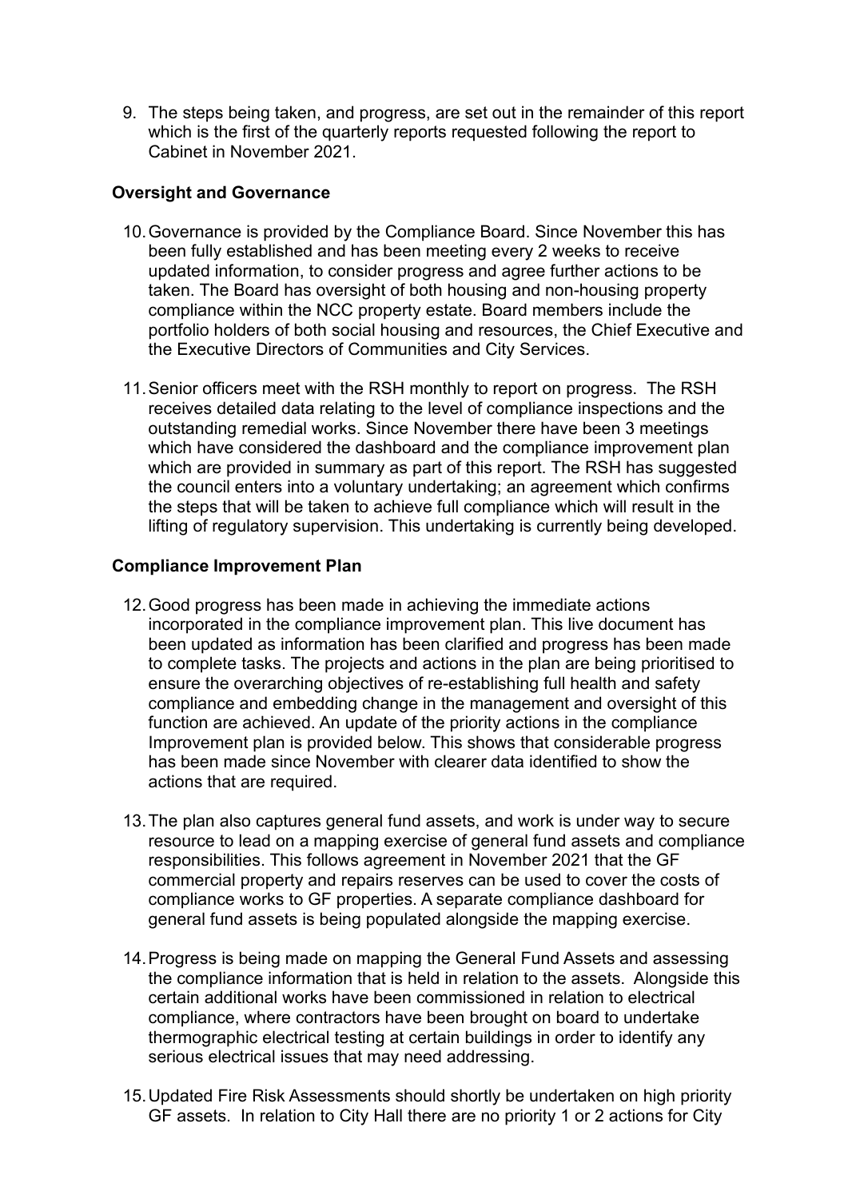9. The steps being taken, and progress, are set out in the remainder of this report which is the first of the quarterly reports requested following the report to Cabinet in November 2021.

**Oversight and Governance**

10. Governance is provided by the Compliance Board. Since November this has been fully established and has been meeting every 2 weeks to receive updated information, to consider progress and agree further actions to be taken. The Board has oversight of both housing and non-housing property compliance within the NCC property estate. Board members include the portfolio holders of both social housing and resources, the Chief Executive and the Executive Directors of Communities and City Services.

11. Senior officers meet with the RSH monthly to report on progress. The RSH receives detailed data relating to the level of compliance inspections and the outstanding remedial works. Since November there have been 3 meetings which have considered the dashboard and the compliance improvement plan which are provided in summary as part of this report. The RSH has suggested the council enters into a voluntary undertaking; an agreement which confirms the steps that will be taken to achieve full compliance which will result in the lifting of regulatory supervision. This undertaking is currently being developed.

**Compliance Improvement Plan**

12. Good progress has been made in achieving the immediate actions incorporated in the compliance improvement plan. This live document has been updated as information has been clarified and progress has been made to complete tasks. The projects and actions in the plan are being prioritised to ensure the overarching objectives of re-establishing full health and safety compliance and embedding change in the management and oversight of this function are achieved. An update of the priority actions in the compliance Improvement plan is provided below. This shows that considerable progress has been made since November with clearer data identified to show the actions that are required.

13. The plan also captures general fund assets, and work is under way to secure resource to lead on a mapping exercise of general fund assets and compliance responsibilities. This follows agreement in November 2021 that the GF commercial property and repairs reserves can be used to cover the costs of compliance works to GF properties. A separate compliance dashboard for general fund assets is being populated alongside the mapping exercise.

14. Progress is being made on mapping the General Fund Assets and assessing the compliance information that is held in relation to the assets. Alongside this certain additional works have been commissioned in relation to electrical compliance, where contractors have been brought on board to undertake thermographic electrical testing at certain buildings in order to identify any serious electrical issues that may need addressing.

15. Updated Fire Risk Assessments should shortly be undertaken on high priority GF assets. In relation to City Hall there are no priority 1 or 2 actions for City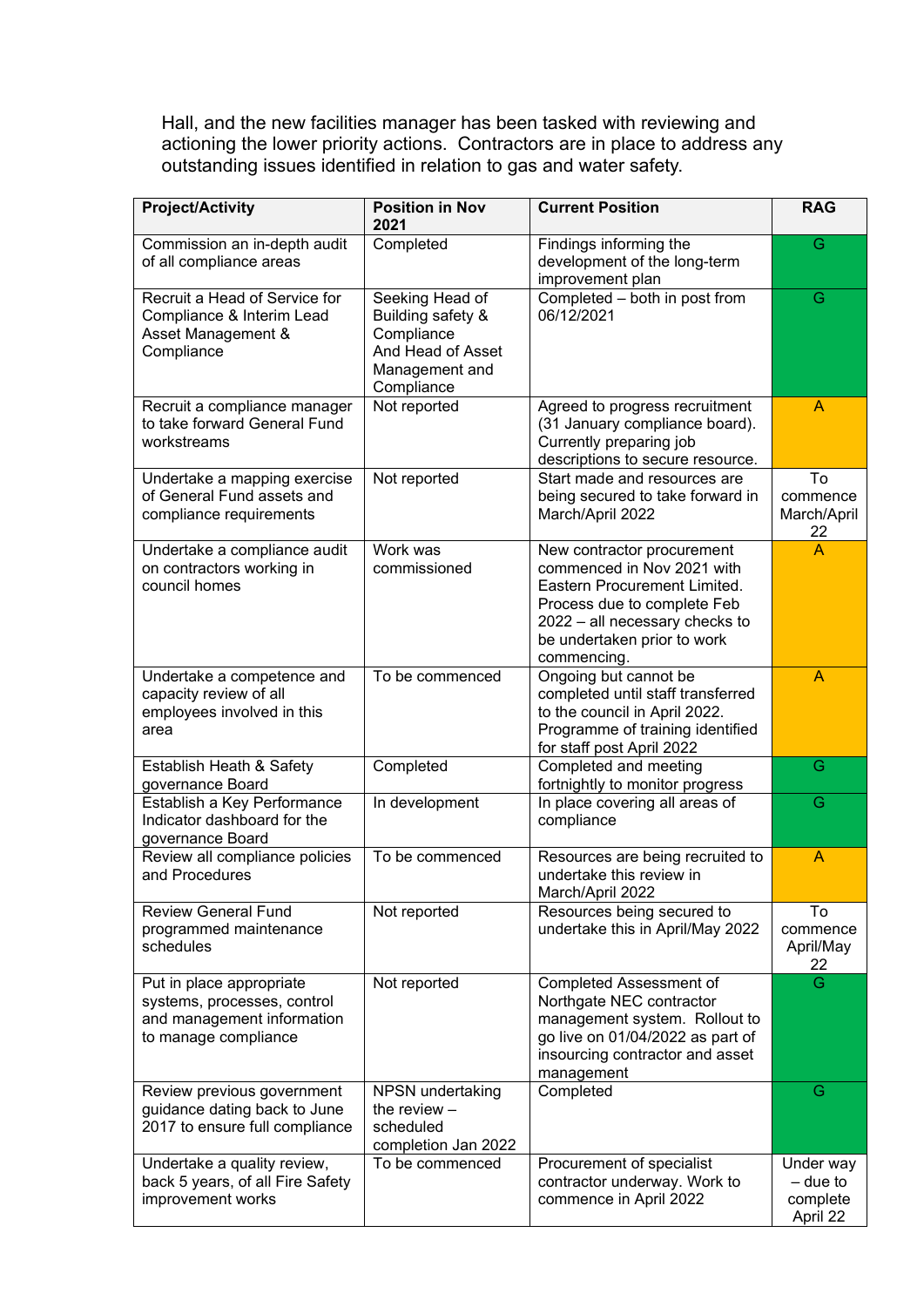Hall, and the new facilities manager has been tasked with reviewing and actioning the lower priority actions. Contractors are in place to address any outstanding issues identified in relation to gas and water safety.

| Project/Activity | Position in Nov 2021 | Current Position | RAG |
|---|---|---|---|
| Commission an in-depth audit of all compliance areas | Completed | Findings informing the development of the long-term improvement plan | G |
| Recruit a Head of Service for Compliance & Interim Lead Asset Management & Compliance | Seeking Head of Building safety & Compliance And Head of Asset Management and Compliance | Completed – both in post from 06/12/2021 | G |
| Recruit a compliance manager to take forward General Fund workstreams | Not reported | Agreed to progress recruitment (31 January compliance board). Currently preparing job descriptions to secure resource. | A |
| Undertake a mapping exercise of General Fund assets and compliance requirements | Not reported | Start made and resources are being secured to take forward in March/April 2022 | To commence March/April 22 |
| Undertake a compliance audit on contractors working in council homes | Work was commissioned | New contractor procurement commenced in Nov 2021 with Eastern Procurement Limited. Process due to complete Feb 2022 – all necessary checks to be undertaken prior to work commencing. | A |
| Undertake a competence and capacity review of all employees involved in this area | To be commenced | Ongoing but cannot be completed until staff transferred to the council in April 2022. Programme of training identified for staff post April 2022 | A |
| Establish Heath & Safety governance Board | Completed | Completed and meeting fortnightly to monitor progress | G |
| Establish a Key Performance Indicator dashboard for the governance Board | In development | In place covering all areas of compliance | G |
| Review all compliance policies and Procedures | To be commenced | Resources are being recruited to undertake this review in March/April 2022 | A |
| Review General Fund programmed maintenance schedules | Not reported | Resources being secured to undertake this in April/May 2022 | To commence April/May 22 |
| Put in place appropriate systems, processes, control and management information to manage compliance | Not reported | Completed Assessment of Northgate NEC contractor management system. Rollout to go live on 01/04/2022 as part of insourcing contractor and asset management | G |
| Review previous government guidance dating back to June 2017 to ensure full compliance | NPSN undertaking the review – scheduled completion Jan 2022 | Completed | G |
| Undertake a quality review, back 5 years, of all Fire Safety improvement works | To be commenced | Procurement of specialist contractor underway. Work to commence in April 2022 | Under way – due to complete April 22 |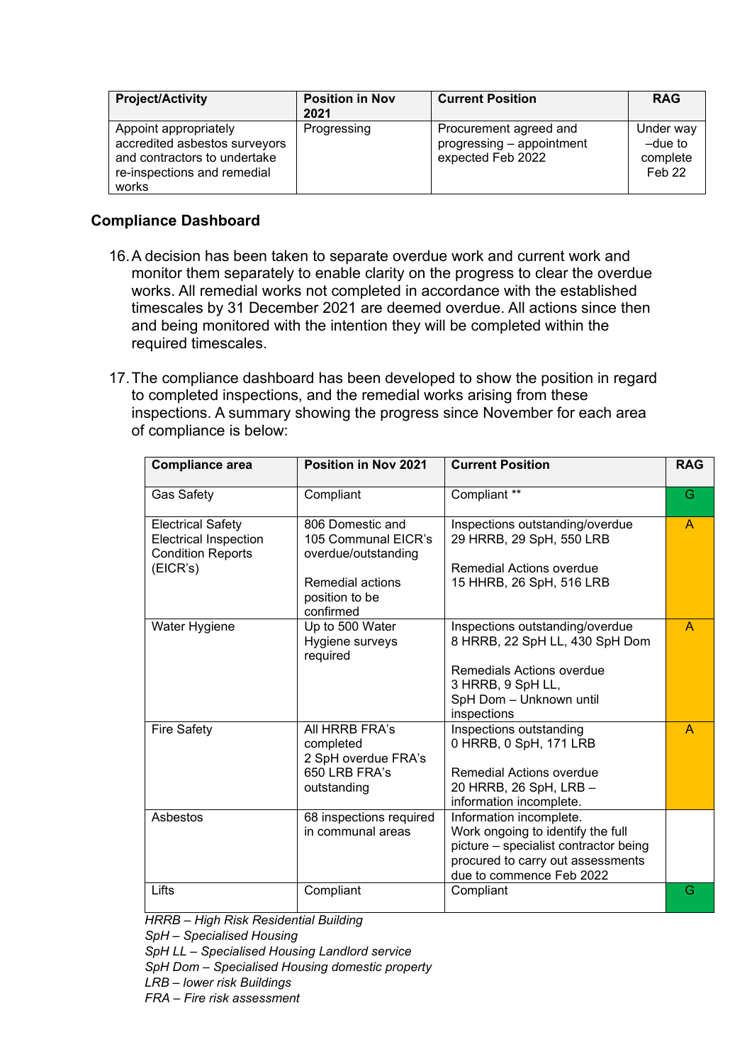| Project/Activity | Position in Nov 2021 | Current Position | RAG |
|---|---|---|---|
| Appoint appropriately accredited asbestos surveyors and contractors to undertake re-inspections and remedial works | Progressing | Procurement agreed and progressing – appointment expected Feb 2022 | Under way –due to complete Feb 22 |

## Compliance Dashboard

16. A decision has been taken to separate overdue work and current work and monitor them separately to enable clarity on the progress to clear the overdue works. All remedial works not completed in accordance with the established timescales by 31 December 2021 are deemed overdue. All actions since then and being monitored with the intention they will be completed within the required timescales.

17. The compliance dashboard has been developed to show the position in regard to completed inspections, and the remedial works arising from these inspections. A summary showing the progress since November for each area of compliance is below:

| Compliance area | Position in Nov 2021 | Current Position | RAG |
|---|---|---|---|
| Gas Safety | Compliant | Compliant ** | G |
| Electrical Safety Electrical Inspection Condition Reports (EICR's) | 806 Domestic and 105 Communal EICR's overdue/outstanding<br><br>Remedial actions position to be confirmed | Inspections outstanding/overdue 29 HRRB, 29 SpH, 550 LRB<br><br>Remedial Actions overdue 15 HHRB, 26 SpH, 516 LRB | A |
| Water Hygiene | Up to 500 Water Hygiene surveys required | Inspections outstanding/overdue 8 HRRB, 22 SpH LL, 430 SpH Dom<br><br>Remedials Actions overdue 3 HRRB, 9 SpH LL, SpH Dom – Unknown until inspections | A |
| Fire Safety | All HRRB FRA's completed<br>2 SpH overdue FRA's<br>650 LRB FRA's outstanding | Inspections outstanding 0 HRRB, 0 SpH, 171 LRB<br><br>Remedial Actions overdue 20 HRRB, 26 SpH, LRB – information incomplete. | A |
| Asbestos | 68 inspections required in communal areas | Information incomplete. Work ongoing to identify the full picture – specialist contractor being procured to carry out assessments due to commence Feb 2022 | |
| Lifts | Compliant | Compliant | G |

*HRRB – High Risk Residential Building*
*SpH – Specialised Housing*
*SpH LL – Specialised Housing Landlord service*
*SpH Dom – Specialised Housing domestic property*
*LRB – lower risk Buildings*
*FRA – Fire risk assessment*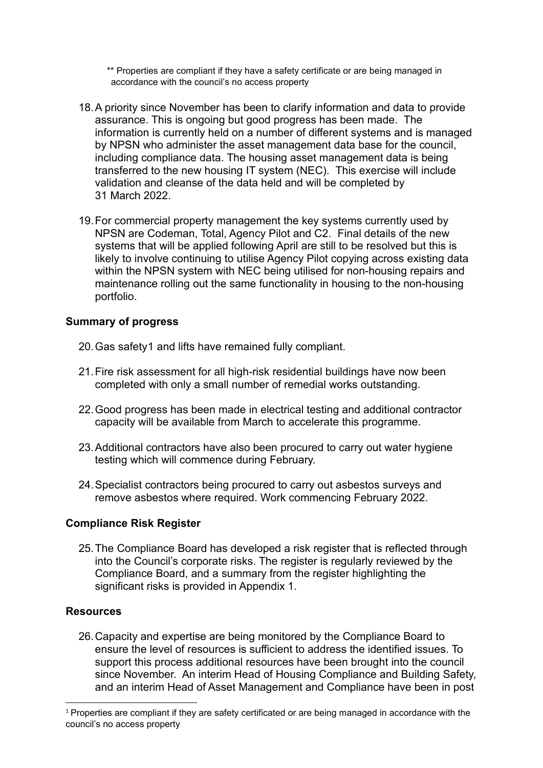** Properties are compliant if they have a safety certificate or are being managed in accordance with the council's no access property

18. A priority since November has been to clarify information and data to provide assurance. This is ongoing but good progress has been made. The information is currently held on a number of different systems and is managed by NPSN who administer the asset management data base for the council, including compliance data. The housing asset management data is being transferred to the new housing IT system (NEC). This exercise will include validation and cleanse of the data held and will be completed by 31 March 2022.

19. For commercial property management the key systems currently used by NPSN are Codeman, Total, Agency Pilot and C2. Final details of the new systems that will be applied following April are still to be resolved but this is likely to involve continuing to utilise Agency Pilot copying across existing data within the NPSN system with NEC being utilised for non-housing repairs and maintenance rolling out the same functionality in housing to the non-housing portfolio.

**Summary of progress**

20. Gas safety[1] and lifts have remained fully compliant.

21. Fire risk assessment for all high-risk residential buildings have now been completed with only a small number of remedial works outstanding.

22. Good progress has been made in electrical testing and additional contractor capacity will be available from March to accelerate this programme.

23. Additional contractors have also been procured to carry out water hygiene testing which will commence during February.

24. Specialist contractors being procured to carry out asbestos surveys and remove asbestos where required. Work commencing February 2022.

**Compliance Risk Register**

25. The Compliance Board has developed a risk register that is reflected through into the Council's corporate risks. The register is regularly reviewed by the Compliance Board, and a summary from the register highlighting the significant risks is provided in Appendix 1.

**Resources**

26. Capacity and expertise are being monitored by the Compliance Board to ensure the level of resources is sufficient to address the identified issues. To support this process additional resources have been brought into the council since November. An interim Head of Housing Compliance and Building Safety, and an interim Head of Asset Management and Compliance have been in post

---

[1] Properties are compliant if they are safety certificated or are being managed in accordance with the council's no access property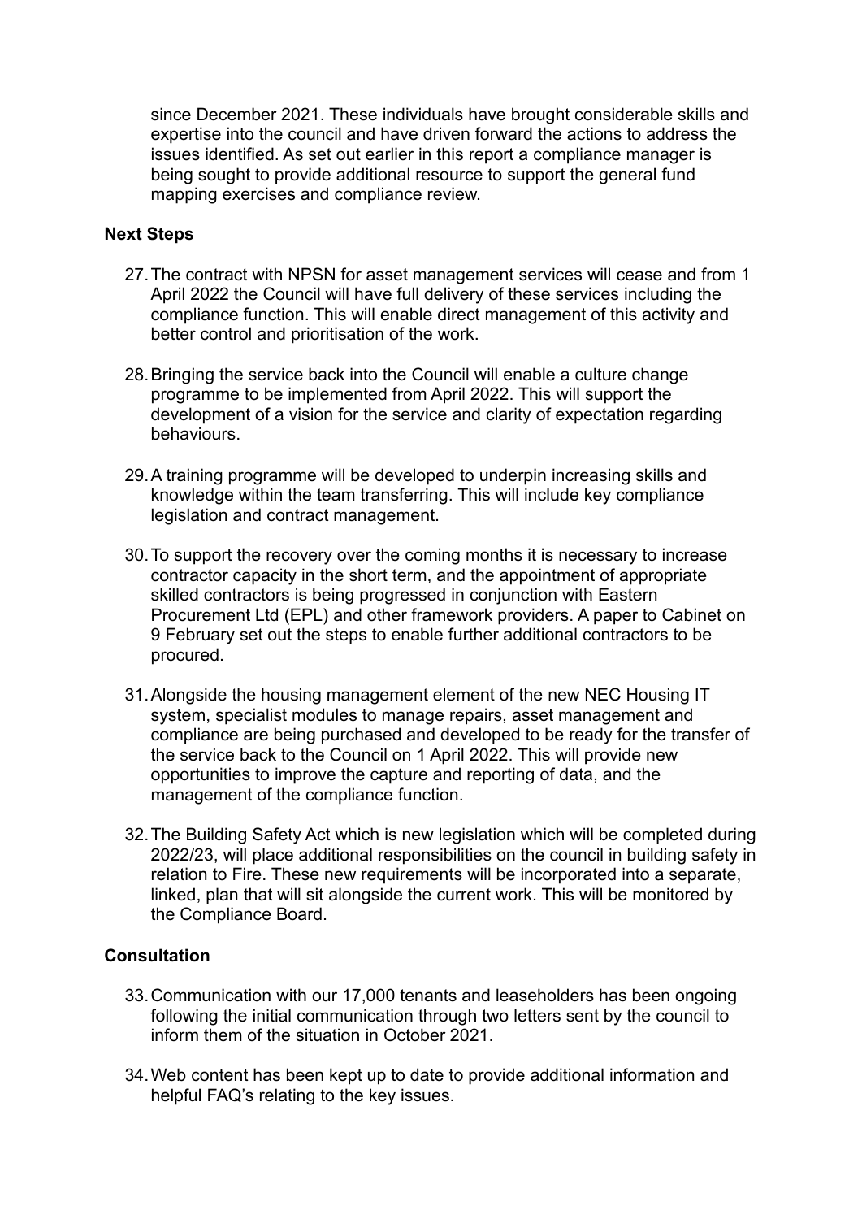since December 2021. These individuals have brought considerable skills and expertise into the council and have driven forward the actions to address the issues identified. As set out earlier in this report a compliance manager is being sought to provide additional resource to support the general fund mapping exercises and compliance review.

## Next Steps

27. The contract with NPSN for asset management services will cease and from 1 April 2022 the Council will have full delivery of these services including the compliance function. This will enable direct management of this activity and better control and prioritisation of the work.

28. Bringing the service back into the Council will enable a culture change programme to be implemented from April 2022. This will support the development of a vision for the service and clarity of expectation regarding behaviours.

29. A training programme will be developed to underpin increasing skills and knowledge within the team transferring. This will include key compliance legislation and contract management.

30. To support the recovery over the coming months it is necessary to increase contractor capacity in the short term, and the appointment of appropriate skilled contractors is being progressed in conjunction with Eastern Procurement Ltd (EPL) and other framework providers. A paper to Cabinet on 9 February set out the steps to enable further additional contractors to be procured.

31. Alongside the housing management element of the new NEC Housing IT system, specialist modules to manage repairs, asset management and compliance are being purchased and developed to be ready for the transfer of the service back to the Council on 1 April 2022. This will provide new opportunities to improve the capture and reporting of data, and the management of the compliance function.

32. The Building Safety Act which is new legislation which will be completed during 2022/23, will place additional responsibilities on the council in building safety in relation to Fire. These new requirements will be incorporated into a separate, linked, plan that will sit alongside the current work. This will be monitored by the Compliance Board.

## Consultation

33. Communication with our 17,000 tenants and leaseholders has been ongoing following the initial communication through two letters sent by the council to inform them of the situation in October 2021.

34. Web content has been kept up to date to provide additional information and helpful FAQ's relating to the key issues.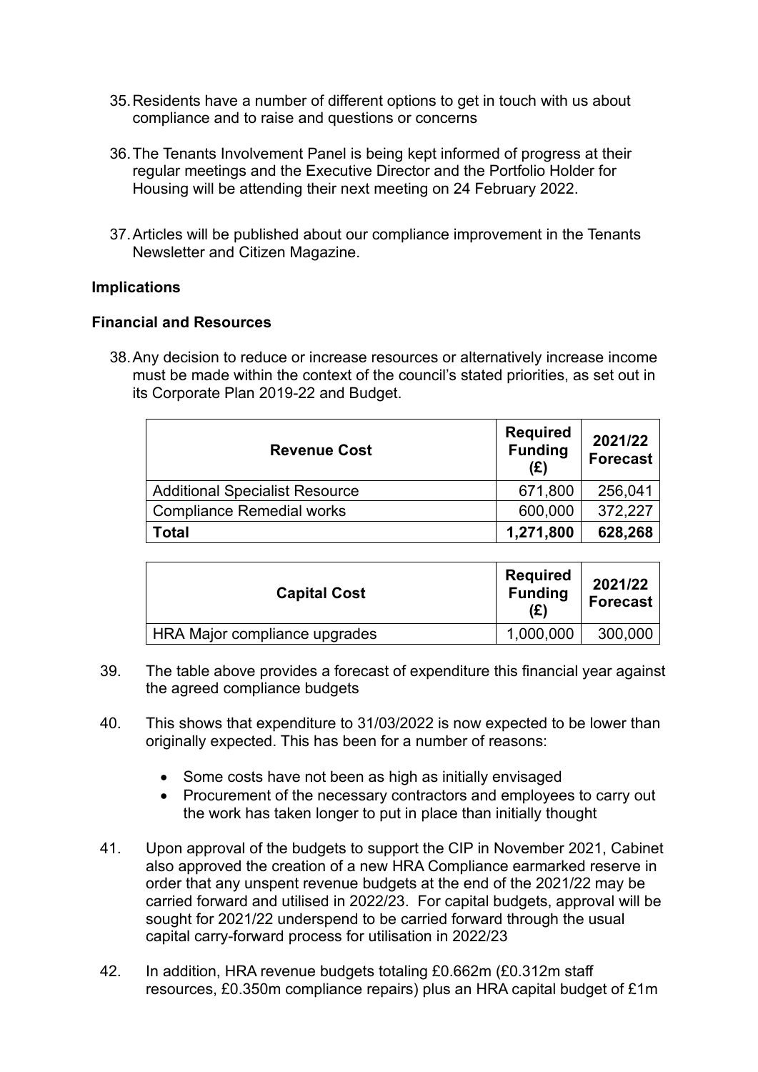35. Residents have a number of different options to get in touch with us about compliance and to raise and questions or concerns

36. The Tenants Involvement Panel is being kept informed of progress at their regular meetings and the Executive Director and the Portfolio Holder for Housing will be attending their next meeting on 24 February 2022.

37. Articles will be published about our compliance improvement in the Tenants Newsletter and Citizen Magazine.

**Implications**

**Financial and Resources**

38. Any decision to reduce or increase resources or alternatively increase income must be made within the context of the council's stated priorities, as set out in its Corporate Plan 2019-22 and Budget.

| Revenue Cost | Required Funding (£) | 2021/22 Forecast |
|---|---|---|
| Additional Specialist Resource | 671,800 | 256,041 |
| Compliance Remedial works | 600,000 | 372,227 |
| **Total** | **1,271,800** | **628,268** |

| Capital Cost | Required Funding (£) | 2021/22 Forecast |
|---|---|---|
| HRA Major compliance upgrades | 1,000,000 | 300,000 |

39. The table above provides a forecast of expenditure this financial year against the agreed compliance budgets

40. This shows that expenditure to 31/03/2022 is now expected to be lower than originally expected. This has been for a number of reasons:

    - Some costs have not been as high as initially envisaged
    - Procurement of the necessary contractors and employees to carry out the work has taken longer to put in place than initially thought

41. Upon approval of the budgets to support the CIP in November 2021, Cabinet also approved the creation of a new HRA Compliance earmarked reserve in order that any unspent revenue budgets at the end of the 2021/22 may be carried forward and utilised in 2022/23. For capital budgets, approval will be sought for 2021/22 underspend to be carried forward through the usual capital carry-forward process for utilisation in 2022/23

42. In addition, HRA revenue budgets totaling £0.662m (£0.312m staff resources, £0.350m compliance repairs) plus an HRA capital budget of £1m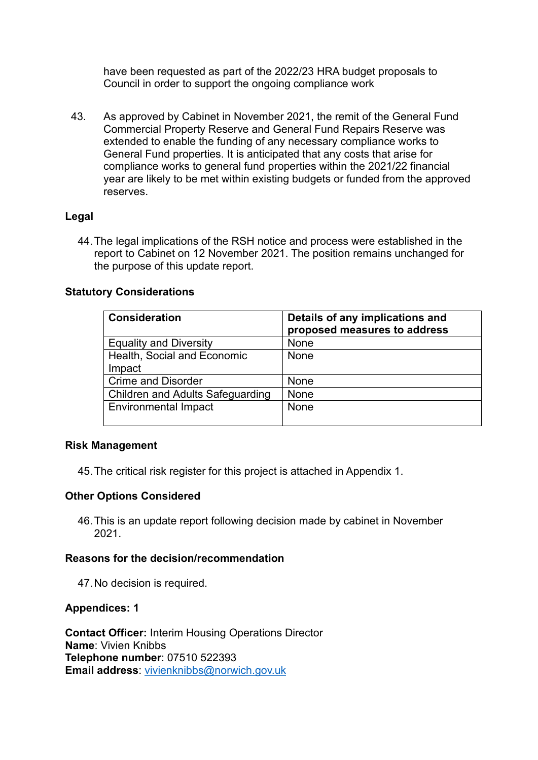have been requested as part of the 2022/23 HRA budget proposals to Council in order to support the ongoing compliance work

43. As approved by Cabinet in November 2021, the remit of the General Fund Commercial Property Reserve and General Fund Repairs Reserve was extended to enable the funding of any necessary compliance works to General Fund properties. It is anticipated that any costs that arise for compliance works to general fund properties within the 2021/22 financial year are likely to be met within existing budgets or funded from the approved reserves.

**Legal**

44. The legal implications of the RSH notice and process were established in the report to Cabinet on 12 November 2021. The position remains unchanged for the purpose of this update report.

**Statutory Considerations**

| Consideration | Details of any implications and proposed measures to address |
|---|---|
| Equality and Diversity | None |
| Health, Social and Economic Impact | None |
| Crime and Disorder | None |
| Children and Adults Safeguarding | None |
| Environmental Impact | None |

**Risk Management**

45. The critical risk register for this project is attached in Appendix 1.

**Other Options Considered**

46. This is an update report following decision made by cabinet in November 2021.

**Reasons for the decision/recommendation**

47. No decision is required.

**Appendices: 1**

**Contact Officer:** Interim Housing Operations Director
**Name**: Vivien Knibbs
**Telephone number**: 07510 522393
**Email address**: vivienknibbs@norwich.gov.uk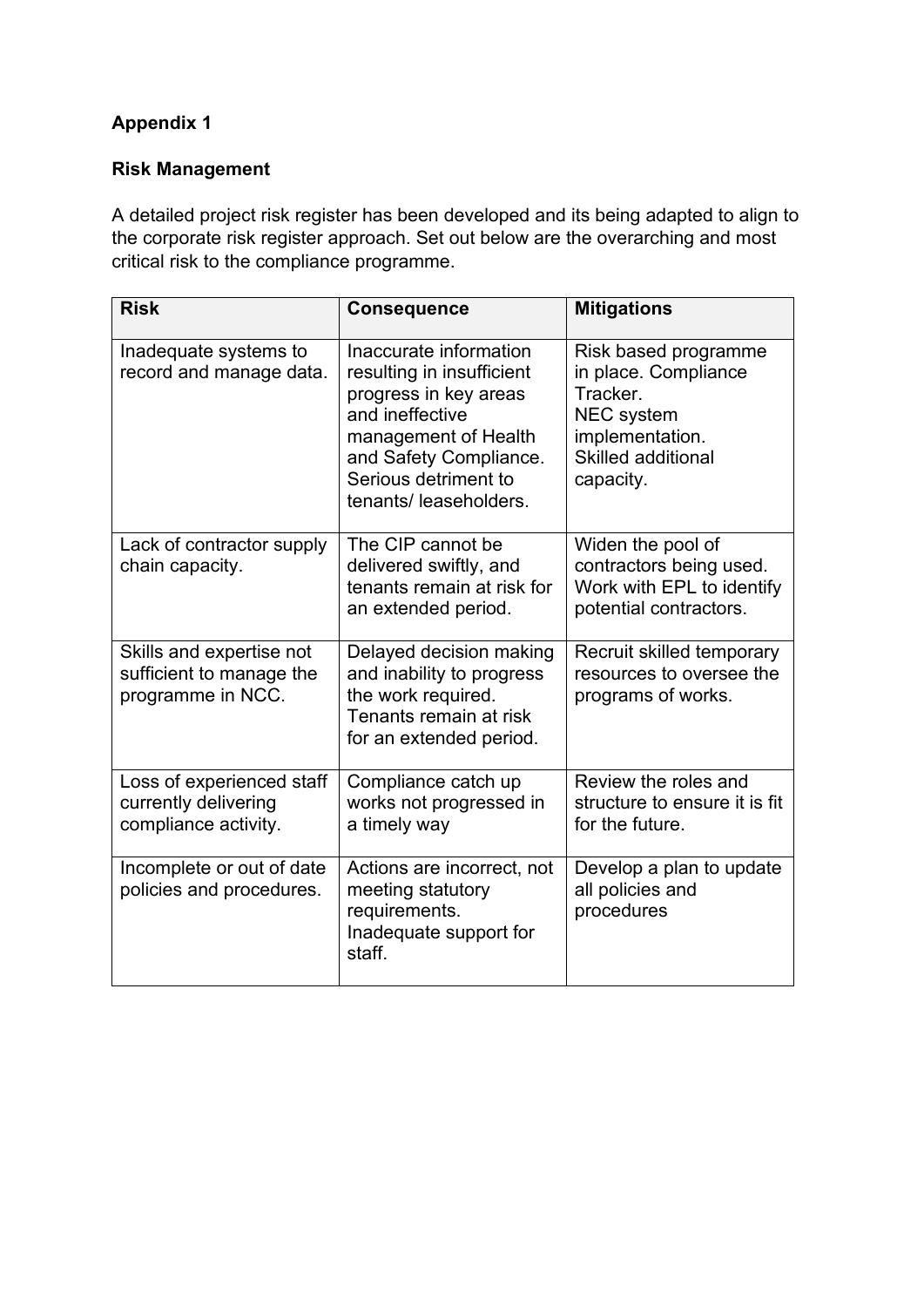**Appendix 1**

**Risk Management**

A detailed project risk register has been developed and its being adapted to align to the corporate risk register approach. Set out below are the overarching and most critical risk to the compliance programme.

| Risk | Consequence | Mitigations |
|---|---|---|
| Inadequate systems to record and manage data. | Inaccurate information resulting in insufficient progress in key areas and ineffective management of Health and Safety Compliance. Serious detriment to tenants/ leaseholders. | Risk based programme in place. Compliance Tracker. NEC system implementation. Skilled additional capacity. |
| Lack of contractor supply chain capacity. | The CIP cannot be delivered swiftly, and tenants remain at risk for an extended period. | Widen the pool of contractors being used. Work with EPL to identify potential contractors. |
| Skills and expertise not sufficient to manage the programme in NCC. | Delayed decision making and inability to progress the work required. Tenants remain at risk for an extended period. | Recruit skilled temporary resources to oversee the programs of works. |
| Loss of experienced staff currently delivering compliance activity. | Compliance catch up works not progressed in a timely way | Review the roles and structure to ensure it is fit for the future. |
| Incomplete or out of date policies and procedures. | Actions are incorrect, not meeting statutory requirements. Inadequate support for staff. | Develop a plan to update all policies and procedures |